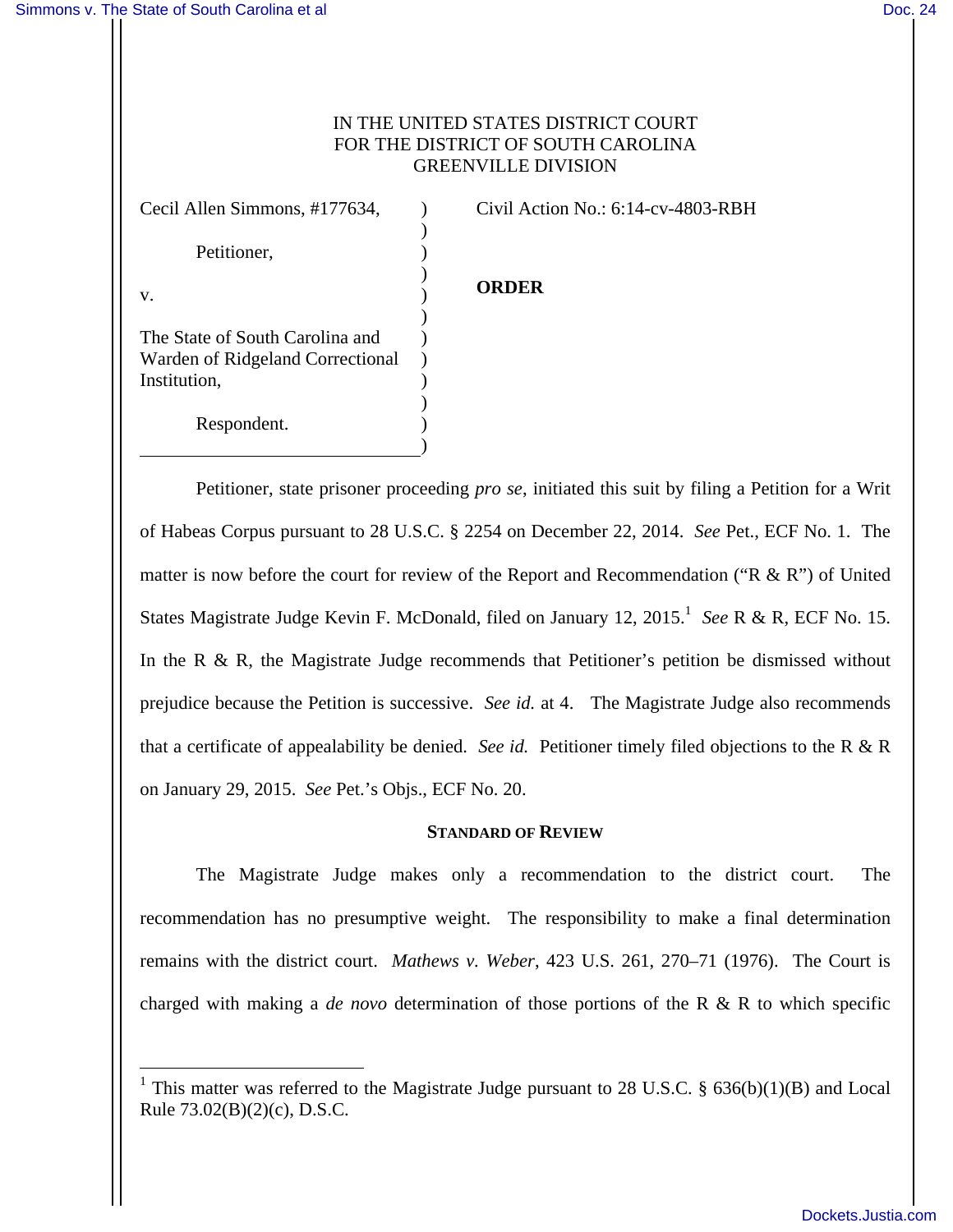IN THE UNITED STATES DISTRICT COURT
FOR THE DISTRICT OF SOUTH CAROLINA
GREENVILLE DIVISION

| | |
|---|---|
| Cecil Allen Simmons, #177634, | Civil Action No.: 6:14-cv-4803-RBH |
| Petitioner, | |
| v. | **ORDER** |
| The State of South Carolina and Warden of Ridgeland Correctional Institution, | |
| Respondent. | |

Petitioner, state prisoner proceeding *pro se*, initiated this suit by filing a Petition for a Writ of Habeas Corpus pursuant to 28 U.S.C. § 2254 on December 22, 2014. *See* Pet., ECF No. 1. The matter is now before the court for review of the Report and Recommendation ("R & R") of United States Magistrate Judge Kevin F. McDonald, filed on January 12, 2015.[1] *See* R & R, ECF No. 15. In the R & R, the Magistrate Judge recommends that Petitioner's petition be dismissed without prejudice because the Petition is successive. *See id.* at 4. The Magistrate Judge also recommends that a certificate of appealability be denied. *See id.* Petitioner timely filed objections to the R & R on January 29, 2015. *See* Pet.'s Objs., ECF No. 20.

**STANDARD OF REVIEW**

The Magistrate Judge makes only a recommendation to the district court. The recommendation has no presumptive weight. The responsibility to make a final determination remains with the district court. *Mathews v. Weber*, 423 U.S. 261, 270–71 (1976). The Court is charged with making a *de novo* determination of those portions of the R & R to which specific

[1] This matter was referred to the Magistrate Judge pursuant to 28 U.S.C. § 636(b)(1)(B) and Local Rule 73.02(B)(2)(c), D.S.C.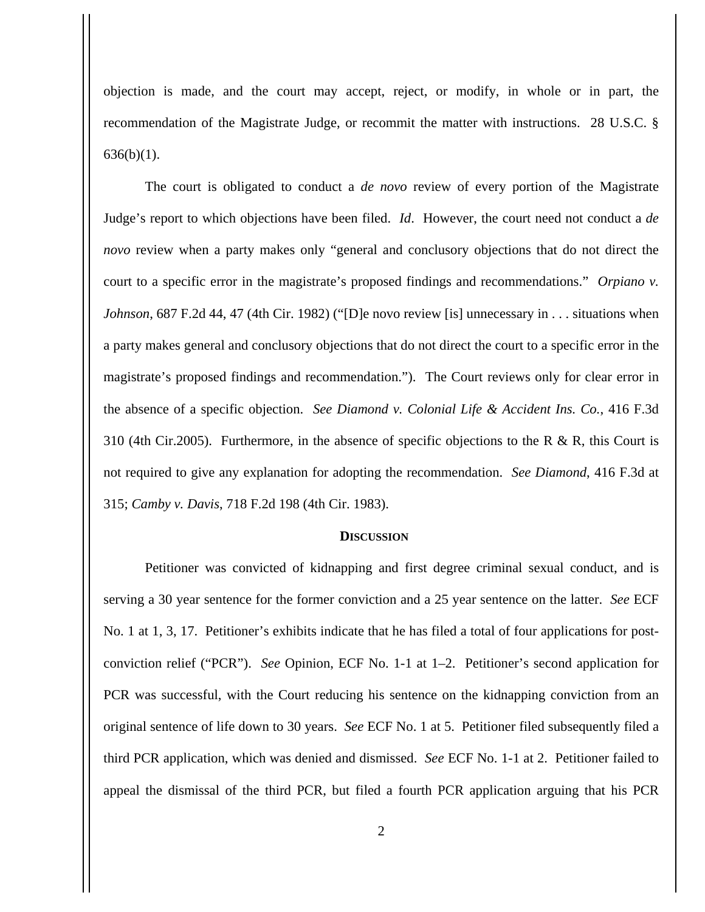objection is made, and the court may accept, reject, or modify, in whole or in part, the recommendation of the Magistrate Judge, or recommit the matter with instructions. 28 U.S.C. § 636(b)(1).

The court is obligated to conduct a *de novo* review of every portion of the Magistrate Judge's report to which objections have been filed. *Id*. However, the court need not conduct a *de novo* review when a party makes only "general and conclusory objections that do not direct the court to a specific error in the magistrate's proposed findings and recommendations." *Orpiano v. Johnson*, 687 F.2d 44, 47 (4th Cir. 1982) ("[D]e novo review [is] unnecessary in . . . situations when a party makes general and conclusory objections that do not direct the court to a specific error in the magistrate's proposed findings and recommendation."). The Court reviews only for clear error in the absence of a specific objection. *See Diamond v. Colonial Life & Accident Ins. Co.*, 416 F.3d 310 (4th Cir.2005). Furthermore, in the absence of specific objections to the R & R, this Court is not required to give any explanation for adopting the recommendation. *See Diamond*, 416 F.3d at 315; *Camby v. Davis*, 718 F.2d 198 (4th Cir. 1983).

## DISCUSSION

Petitioner was convicted of kidnapping and first degree criminal sexual conduct, and is serving a 30 year sentence for the former conviction and a 25 year sentence on the latter. *See* ECF No. 1 at 1, 3, 17. Petitioner's exhibits indicate that he has filed a total of four applications for post-conviction relief ("PCR"). *See* Opinion, ECF No. 1-1 at 1–2. Petitioner's second application for PCR was successful, with the Court reducing his sentence on the kidnapping conviction from an original sentence of life down to 30 years. *See* ECF No. 1 at 5. Petitioner filed subsequently filed a third PCR application, which was denied and dismissed. *See* ECF No. 1-1 at 2. Petitioner failed to appeal the dismissal of the third PCR, but filed a fourth PCR application arguing that his PCR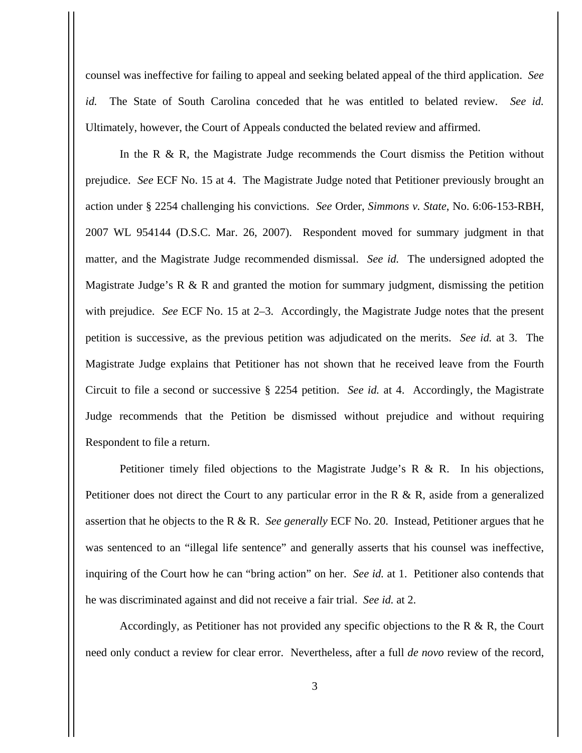counsel was ineffective for failing to appeal and seeking belated appeal of the third application. *See id.* The State of South Carolina conceded that he was entitled to belated review. *See id.* Ultimately, however, the Court of Appeals conducted the belated review and affirmed.

In the R & R, the Magistrate Judge recommends the Court dismiss the Petition without prejudice. *See* ECF No. 15 at 4. The Magistrate Judge noted that Petitioner previously brought an action under § 2254 challenging his convictions. *See* Order, *Simmons v. State*, No. 6:06-153-RBH, 2007 WL 954144 (D.S.C. Mar. 26, 2007). Respondent moved for summary judgment in that matter, and the Magistrate Judge recommended dismissal. *See id.* The undersigned adopted the Magistrate Judge's R & R and granted the motion for summary judgment, dismissing the petition with prejudice. *See* ECF No. 15 at 2–3. Accordingly, the Magistrate Judge notes that the present petition is successive, as the previous petition was adjudicated on the merits. *See id.* at 3. The Magistrate Judge explains that Petitioner has not shown that he received leave from the Fourth Circuit to file a second or successive § 2254 petition. *See id.* at 4. Accordingly, the Magistrate Judge recommends that the Petition be dismissed without prejudice and without requiring Respondent to file a return.

Petitioner timely filed objections to the Magistrate Judge's R & R. In his objections, Petitioner does not direct the Court to any particular error in the R & R, aside from a generalized assertion that he objects to the R & R. *See generally* ECF No. 20. Instead, Petitioner argues that he was sentenced to an "illegal life sentence" and generally asserts that his counsel was ineffective, inquiring of the Court how he can "bring action" on her. *See id.* at 1. Petitioner also contends that he was discriminated against and did not receive a fair trial. *See id.* at 2.

Accordingly, as Petitioner has not provided any specific objections to the R & R, the Court need only conduct a review for clear error. Nevertheless, after a full *de novo* review of the record,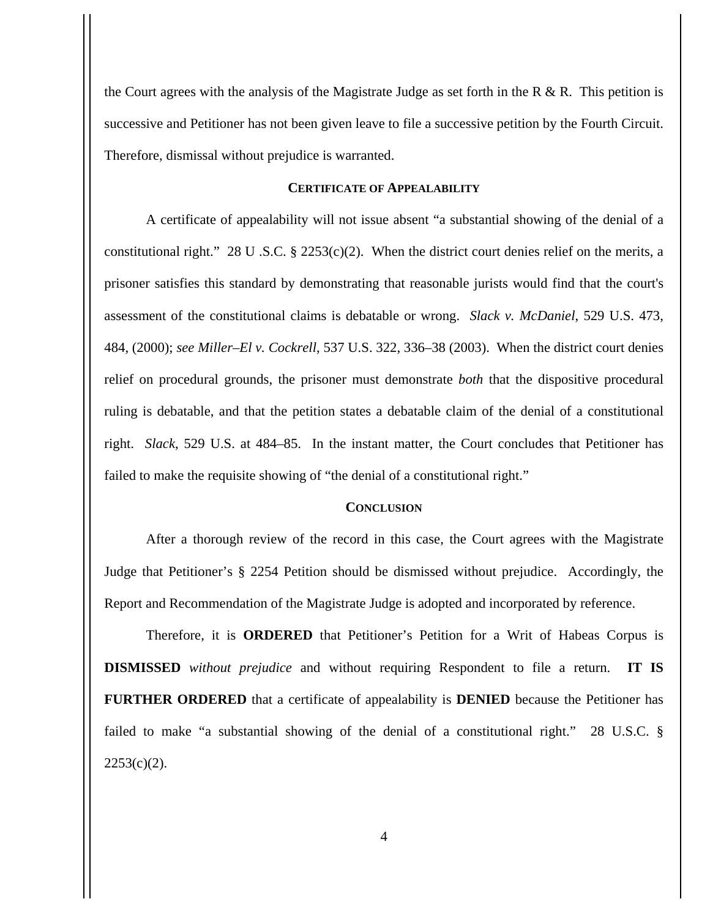the Court agrees with the analysis of the Magistrate Judge as set forth in the R & R. This petition is successive and Petitioner has not been given leave to file a successive petition by the Fourth Circuit. Therefore, dismissal without prejudice is warranted.

## CERTIFICATE OF APPEALABILITY

A certificate of appealability will not issue absent "a substantial showing of the denial of a constitutional right." 28 U .S.C. § 2253(c)(2). When the district court denies relief on the merits, a prisoner satisfies this standard by demonstrating that reasonable jurists would find that the court's assessment of the constitutional claims is debatable or wrong. *Slack v. McDaniel*, 529 U.S. 473, 484, (2000); *see Miller–El v. Cockrell*, 537 U.S. 322, 336–38 (2003). When the district court denies relief on procedural grounds, the prisoner must demonstrate *both* that the dispositive procedural ruling is debatable, and that the petition states a debatable claim of the denial of a constitutional right. *Slack*, 529 U.S. at 484–85. In the instant matter, the Court concludes that Petitioner has failed to make the requisite showing of "the denial of a constitutional right."

## CONCLUSION

After a thorough review of the record in this case, the Court agrees with the Magistrate Judge that Petitioner's § 2254 Petition should be dismissed without prejudice. Accordingly, the Report and Recommendation of the Magistrate Judge is adopted and incorporated by reference.

Therefore, it is **ORDERED** that Petitioner's Petition for a Writ of Habeas Corpus is **DISMISSED** *without prejudice* and without requiring Respondent to file a return. **IT IS FURTHER ORDERED** that a certificate of appealability is **DENIED** because the Petitioner has failed to make "a substantial showing of the denial of a constitutional right." 28 U.S.C. § 2253(c)(2).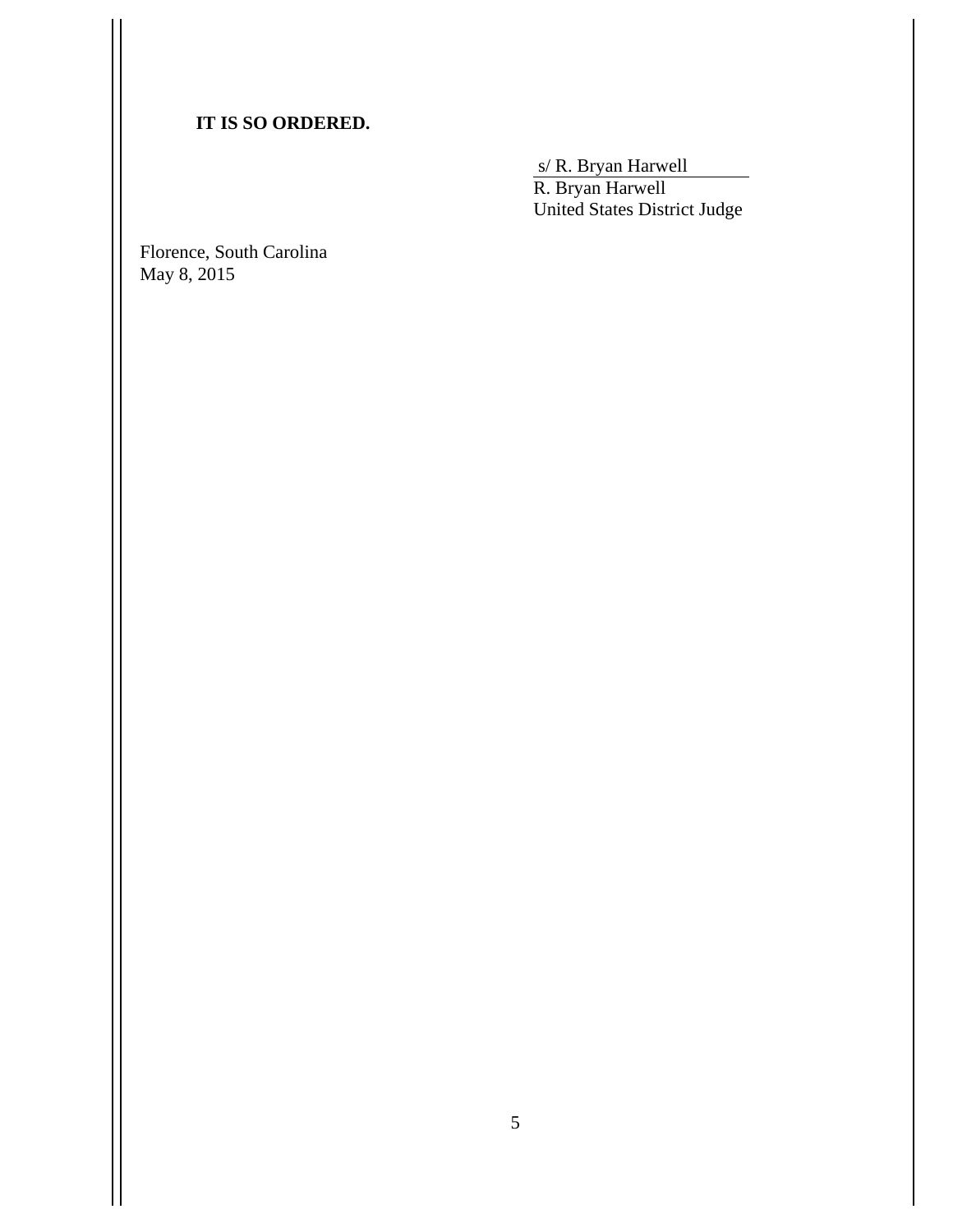**IT IS SO ORDERED.**

s/ R. Bryan Harwell
R. Bryan Harwell
United States District Judge

Florence, South Carolina
May 8, 2015